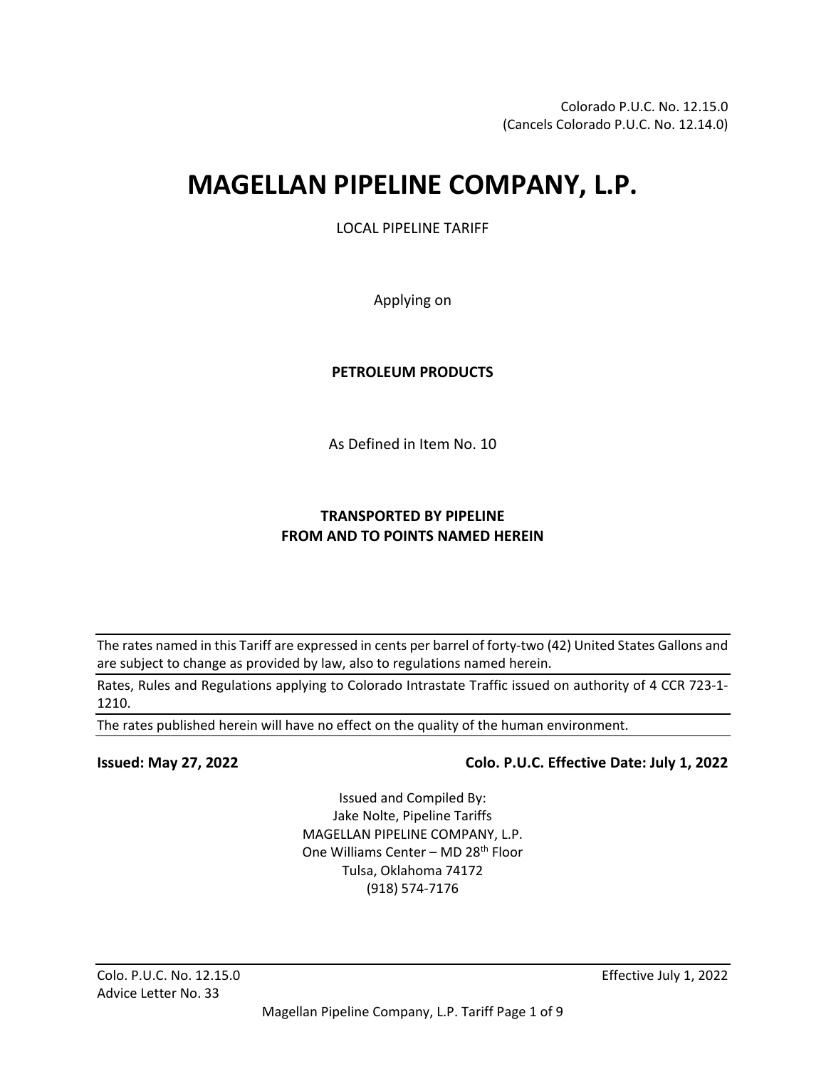Colorado P.U.C. No. 12.15.0
(Cancels Colorado P.U.C. No. 12.14.0)

# MAGELLAN PIPELINE COMPANY, L.P.

LOCAL PIPELINE TARIFF

Applying on

**PETROLEUM PRODUCTS**

As Defined in Item No. 10

**TRANSPORTED BY PIPELINE**
**FROM AND TO POINTS NAMED HEREIN**

---

The rates named in this Tariff are expressed in cents per barrel of forty-two (42) United States Gallons and are subject to change as provided by law, also to regulations named herein.

---

Rates, Rules and Regulations applying to Colorado Intrastate Traffic issued on authority of 4 CCR 723-1-1210.

---

The rates published herein will have no effect on the quality of the human environment.

---

**Issued: May 27, 2022** **Colo. P.U.C. Effective Date: July 1, 2022**

Issued and Compiled By:
Jake Nolte, Pipeline Tariffs
MAGELLAN PIPELINE COMPANY, L.P.
One Williams Center – MD 28th Floor
Tulsa, Oklahoma 74172
(918) 574-7176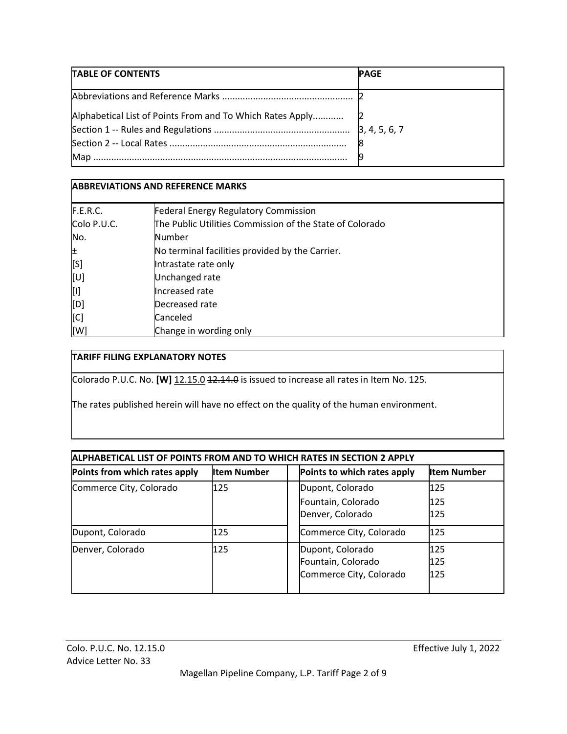| TABLE OF CONTENTS | PAGE |
|---|---|
| Abbreviations and Reference Marks .................................................. | 2 |
| Alphabetical List of Points From and To Which Rates Apply............ | 2 |
| Section 1 -- Rules and Regulations .................................................... | 3, 4, 5, 6, 7 |
| Section 2 -- Local Rates .................................................................... | 8 |
| Map .................................................................................................. | 9 |

| ABBREVIATIONS AND REFERENCE MARKS | |
|---|---|
| F.E.R.C. | Federal Energy Regulatory Commission |
| Colo P.U.C. | The Public Utilities Commission of the State of Colorado |
| No. | Number |
| ± | No terminal facilities provided by the Carrier. |
| [S] | Intrastate rate only |
| [U] | Unchanged rate |
| [I] | Increased rate |
| [D] | Decreased rate |
| [C] | Canceled |
| [W] | Change in wording only |

**TARIFF FILING EXPLANATORY NOTES**

Colorado P.U.C. No. **[W]** <u>12.15.0</u> ~~12.14.0~~ is issued to increase all rates in Item No. 125.

The rates published herein will have no effect on the quality of the human environment.

| ALPHABETICAL LIST OF POINTS FROM AND TO WHICH RATES IN SECTION 2 APPLY | | | | |
|---|---|---|---|---|
| **Points from which rates apply** | **Item Number** | | **Points to which rates apply** | **Item Number** |
| Commerce City, Colorado | 125 | | Dupont, Colorado<br>Fountain, Colorado<br>Denver, Colorado | 125<br>125<br>125 |
| Dupont, Colorado | 125 | | Commerce City, Colorado | 125 |
| Denver, Colorado | 125 | | Dupont, Colorado<br>Fountain, Colorado<br>Commerce City, Colorado | 125<br>125<br>125 |

Colo. P.U.C. No. 12.15.0
Advice Letter No. 33

Effective July 1, 2022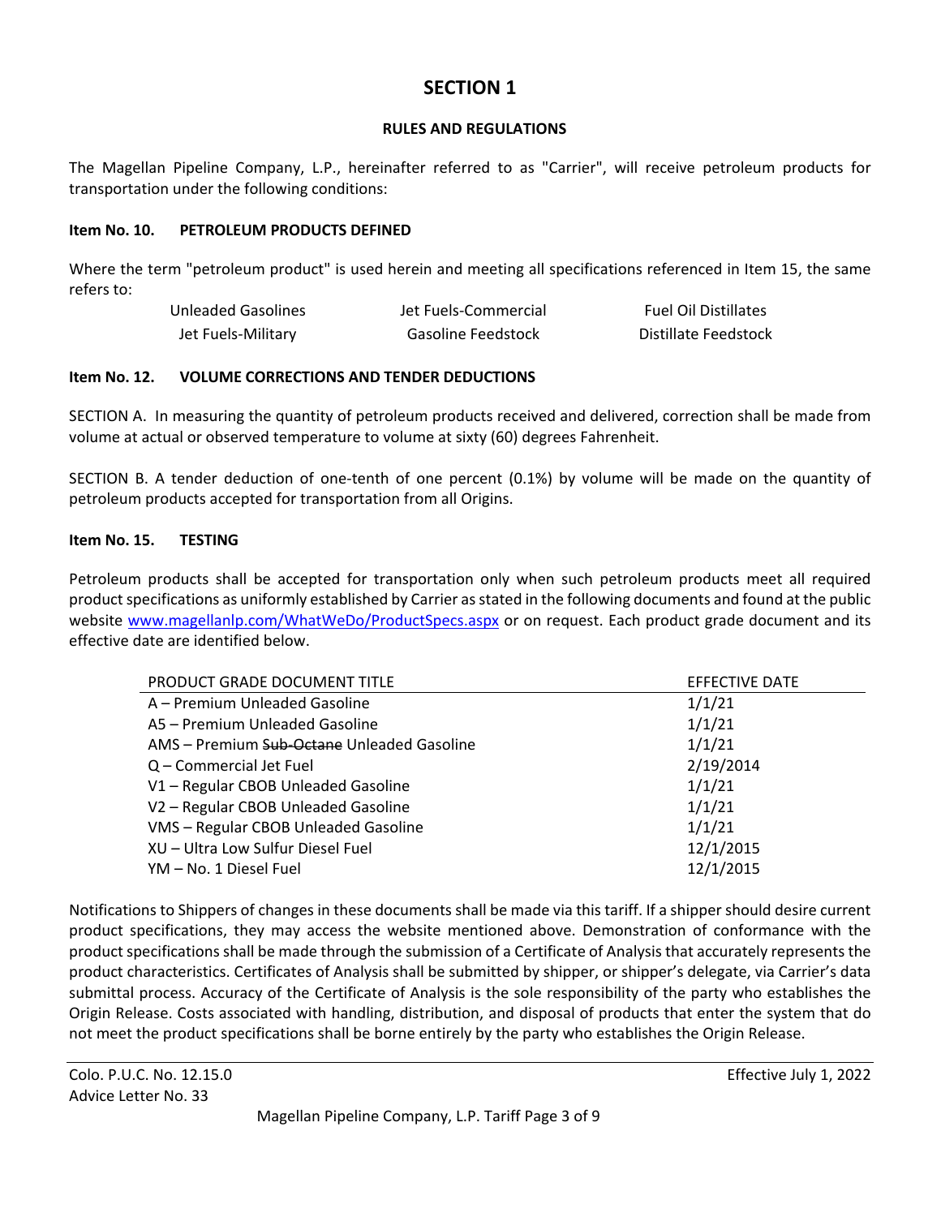# SECTION 1

## RULES AND REGULATIONS

The Magellan Pipeline Company, L.P., hereinafter referred to as "Carrier", will receive petroleum products for transportation under the following conditions:

### Item No. 10. PETROLEUM PRODUCTS DEFINED

Where the term "petroleum product" is used herein and meeting all specifications referenced in Item 15, the same refers to:

| | | |
|---|---|---|
| Unleaded Gasolines | Jet Fuels-Commercial | Fuel Oil Distillates |
| Jet Fuels-Military | Gasoline Feedstock | Distillate Feedstock |

### Item No. 12. VOLUME CORRECTIONS AND TENDER DEDUCTIONS

SECTION A. In measuring the quantity of petroleum products received and delivered, correction shall be made from volume at actual or observed temperature to volume at sixty (60) degrees Fahrenheit.

SECTION B. A tender deduction of one-tenth of one percent (0.1%) by volume will be made on the quantity of petroleum products accepted for transportation from all Origins.

### Item No. 15. TESTING

Petroleum products shall be accepted for transportation only when such petroleum products meet all required product specifications as uniformly established by Carrier as stated in the following documents and found at the public website www.magellanlp.com/WhatWeDo/ProductSpecs.aspx or on request. Each product grade document and its effective date are identified below.

| PRODUCT GRADE DOCUMENT TITLE | EFFECTIVE DATE |
|---|---|
| A – Premium Unleaded Gasoline | 1/1/21 |
| A5 – Premium Unleaded Gasoline | 1/1/21 |
| AMS – Premium ~~Sub-Octane~~ Unleaded Gasoline | 1/1/21 |
| Q – Commercial Jet Fuel | 2/19/2014 |
| V1 – Regular CBOB Unleaded Gasoline | 1/1/21 |
| V2 – Regular CBOB Unleaded Gasoline | 1/1/21 |
| VMS – Regular CBOB Unleaded Gasoline | 1/1/21 |
| XU – Ultra Low Sulfur Diesel Fuel | 12/1/2015 |
| YM – No. 1 Diesel Fuel | 12/1/2015 |

Notifications to Shippers of changes in these documents shall be made via this tariff. If a shipper should desire current product specifications, they may access the website mentioned above. Demonstration of conformance with the product specifications shall be made through the submission of a Certificate of Analysis that accurately represents the product characteristics. Certificates of Analysis shall be submitted by shipper, or shipper's delegate, via Carrier's data submittal process. Accuracy of the Certificate of Analysis is the sole responsibility of the party who establishes the Origin Release. Costs associated with handling, distribution, and disposal of products that enter the system that do not meet the product specifications shall be borne entirely by the party who establishes the Origin Release.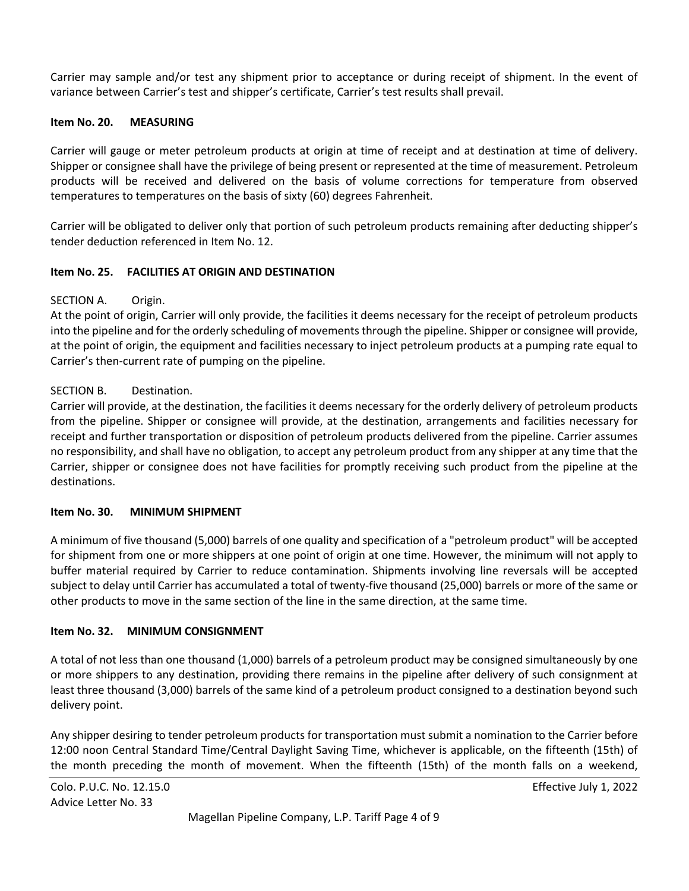Carrier may sample and/or test any shipment prior to acceptance or during receipt of shipment. In the event of variance between Carrier's test and shipper's certificate, Carrier's test results shall prevail.

**Item No. 20. MEASURING**

Carrier will gauge or meter petroleum products at origin at time of receipt and at destination at time of delivery. Shipper or consignee shall have the privilege of being present or represented at the time of measurement. Petroleum products will be received and delivered on the basis of volume corrections for temperature from observed temperatures to temperatures on the basis of sixty (60) degrees Fahrenheit.

Carrier will be obligated to deliver only that portion of such petroleum products remaining after deducting shipper's tender deduction referenced in Item No. 12.

**Item No. 25. FACILITIES AT ORIGIN AND DESTINATION**

SECTION A. Origin.
At the point of origin, Carrier will only provide, the facilities it deems necessary for the receipt of petroleum products into the pipeline and for the orderly scheduling of movements through the pipeline. Shipper or consignee will provide, at the point of origin, the equipment and facilities necessary to inject petroleum products at a pumping rate equal to Carrier's then-current rate of pumping on the pipeline.

SECTION B. Destination.
Carrier will provide, at the destination, the facilities it deems necessary for the orderly delivery of petroleum products from the pipeline. Shipper or consignee will provide, at the destination, arrangements and facilities necessary for receipt and further transportation or disposition of petroleum products delivered from the pipeline. Carrier assumes no responsibility, and shall have no obligation, to accept any petroleum product from any shipper at any time that the Carrier, shipper or consignee does not have facilities for promptly receiving such product from the pipeline at the destinations.

**Item No. 30. MINIMUM SHIPMENT**

A minimum of five thousand (5,000) barrels of one quality and specification of a "petroleum product" will be accepted for shipment from one or more shippers at one point of origin at one time. However, the minimum will not apply to buffer material required by Carrier to reduce contamination. Shipments involving line reversals will be accepted subject to delay until Carrier has accumulated a total of twenty-five thousand (25,000) barrels or more of the same or other products to move in the same section of the line in the same direction, at the same time.

**Item No. 32. MINIMUM CONSIGNMENT**

A total of not less than one thousand (1,000) barrels of a petroleum product may be consigned simultaneously by one or more shippers to any destination, providing there remains in the pipeline after delivery of such consignment at least three thousand (3,000) barrels of the same kind of a petroleum product consigned to a destination beyond such delivery point.

Any shipper desiring to tender petroleum products for transportation must submit a nomination to the Carrier before 12:00 noon Central Standard Time/Central Daylight Saving Time, whichever is applicable, on the fifteenth (15th) of the month preceding the month of movement. When the fifteenth (15th) of the month falls on a weekend,

Colo. P.U.C. No. 12.15.0 Effective July 1, 2022
Advice Letter No. 33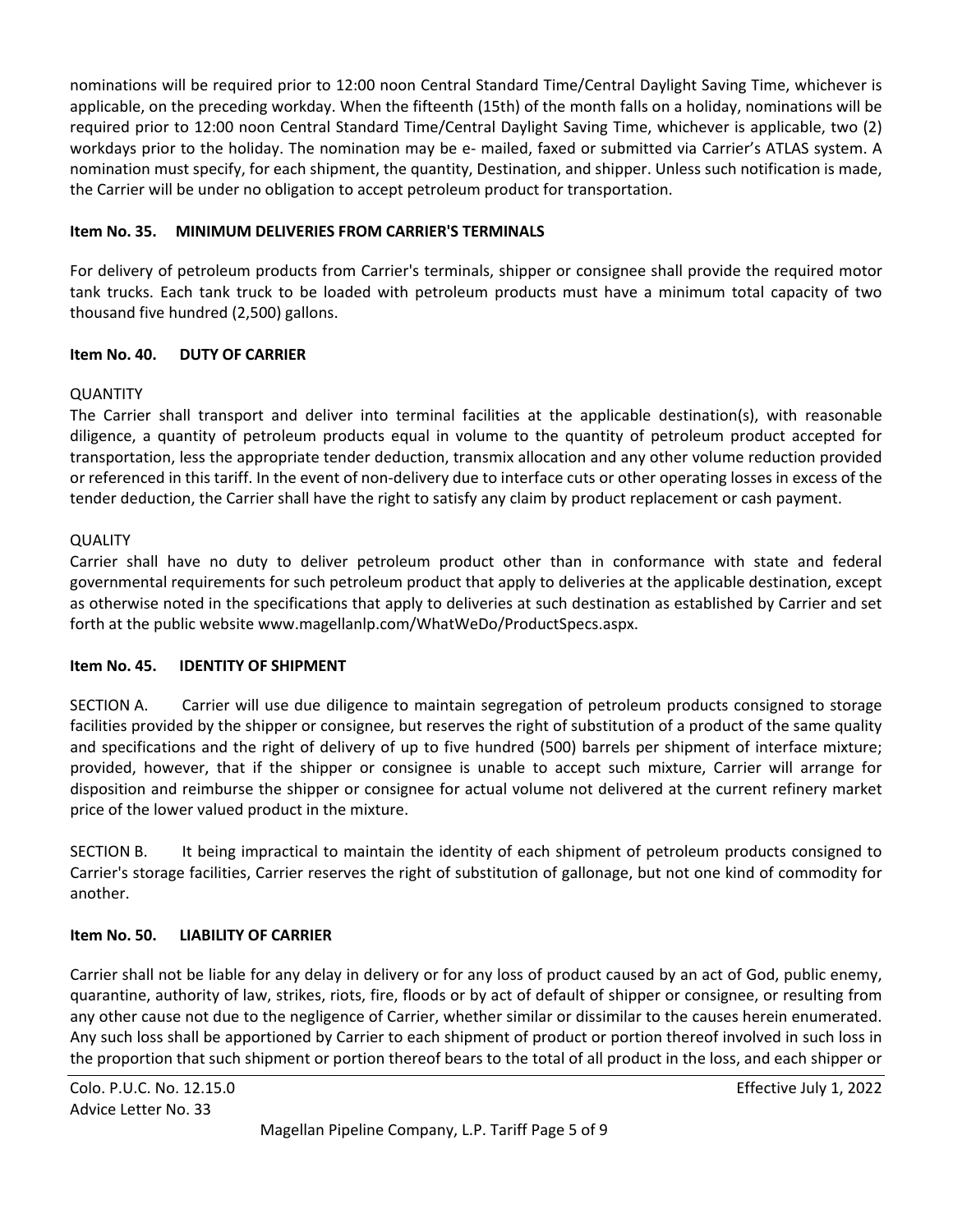nominations will be required prior to 12:00 noon Central Standard Time/Central Daylight Saving Time, whichever is applicable, on the preceding workday. When the fifteenth (15th) of the month falls on a holiday, nominations will be required prior to 12:00 noon Central Standard Time/Central Daylight Saving Time, whichever is applicable, two (2) workdays prior to the holiday. The nomination may be e- mailed, faxed or submitted via Carrier's ATLAS system. A nomination must specify, for each shipment, the quantity, Destination, and shipper. Unless such notification is made, the Carrier will be under no obligation to accept petroleum product for transportation.

**Item No. 35. MINIMUM DELIVERIES FROM CARRIER'S TERMINALS**

For delivery of petroleum products from Carrier's terminals, shipper or consignee shall provide the required motor tank trucks. Each tank truck to be loaded with petroleum products must have a minimum total capacity of two thousand five hundred (2,500) gallons.

**Item No. 40. DUTY OF CARRIER**

QUANTITY
The Carrier shall transport and deliver into terminal facilities at the applicable destination(s), with reasonable diligence, a quantity of petroleum products equal in volume to the quantity of petroleum product accepted for transportation, less the appropriate tender deduction, transmix allocation and any other volume reduction provided or referenced in this tariff. In the event of non-delivery due to interface cuts or other operating losses in excess of the tender deduction, the Carrier shall have the right to satisfy any claim by product replacement or cash payment.

QUALITY
Carrier shall have no duty to deliver petroleum product other than in conformance with state and federal governmental requirements for such petroleum product that apply to deliveries at the applicable destination, except as otherwise noted in the specifications that apply to deliveries at such destination as established by Carrier and set forth at the public website www.magellanlp.com/WhatWeDo/ProductSpecs.aspx.

**Item No. 45. IDENTITY OF SHIPMENT**

SECTION A. Carrier will use due diligence to maintain segregation of petroleum products consigned to storage facilities provided by the shipper or consignee, but reserves the right of substitution of a product of the same quality and specifications and the right of delivery of up to five hundred (500) barrels per shipment of interface mixture; provided, however, that if the shipper or consignee is unable to accept such mixture, Carrier will arrange for disposition and reimburse the shipper or consignee for actual volume not delivered at the current refinery market price of the lower valued product in the mixture.

SECTION B. It being impractical to maintain the identity of each shipment of petroleum products consigned to Carrier's storage facilities, Carrier reserves the right of substitution of gallonage, but not one kind of commodity for another.

**Item No. 50. LIABILITY OF CARRIER**

Carrier shall not be liable for any delay in delivery or for any loss of product caused by an act of God, public enemy, quarantine, authority of law, strikes, riots, fire, floods or by act of default of shipper or consignee, or resulting from any other cause not due to the negligence of Carrier, whether similar or dissimilar to the causes herein enumerated. Any such loss shall be apportioned by Carrier to each shipment of product or portion thereof involved in such loss in the proportion that such shipment or portion thereof bears to the total of all product in the loss, and each shipper or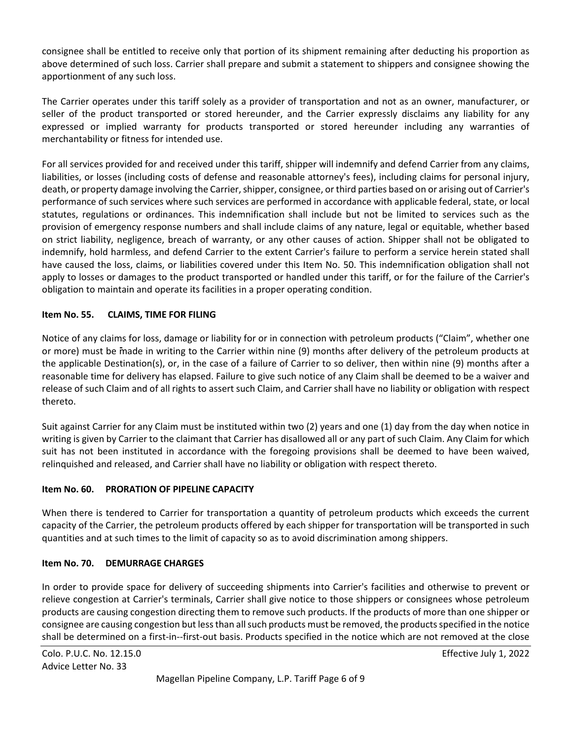consignee shall be entitled to receive only that portion of its shipment remaining after deducting his proportion as above determined of such loss. Carrier shall prepare and submit a statement to shippers and consignee showing the apportionment of any such loss.

The Carrier operates under this tariff solely as a provider of transportation and not as an owner, manufacturer, or seller of the product transported or stored hereunder, and the Carrier expressly disclaims any liability for any expressed or implied warranty for products transported or stored hereunder including any warranties of merchantability or fitness for intended use.

For all services provided for and received under this tariff, shipper will indemnify and defend Carrier from any claims, liabilities, or losses (including costs of defense and reasonable attorney's fees), including claims for personal injury, death, or property damage involving the Carrier, shipper, consignee, or third parties based on or arising out of Carrier's performance of such services where such services are performed in accordance with applicable federal, state, or local statutes, regulations or ordinances. This indemnification shall include but not be limited to services such as the provision of emergency response numbers and shall include claims of any nature, legal or equitable, whether based on strict liability, negligence, breach of warranty, or any other causes of action. Shipper shall not be obligated to indemnify, hold harmless, and defend Carrier to the extent Carrier's failure to perform a service herein stated shall have caused the loss, claims, or liabilities covered under this Item No. 50. This indemnification obligation shall not apply to losses or damages to the product transported or handled under this tariff, or for the failure of the Carrier's obligation to maintain and operate its facilities in a proper operating condition.

**Item No. 55. CLAIMS, TIME FOR FILING**

Notice of any claims for loss, damage or liability for or in connection with petroleum products ("Claim", whether one or more) must be made in writing to the Carrier within nine (9) months after delivery of the petroleum products at the applicable Destination(s), or, in the case of a failure of Carrier to so deliver, then within nine (9) months after a reasonable time for delivery has elapsed. Failure to give such notice of any Claim shall be deemed to be a waiver and release of such Claim and of all rights to assert such Claim, and Carrier shall have no liability or obligation with respect thereto.

Suit against Carrier for any Claim must be instituted within two (2) years and one (1) day from the day when notice in writing is given by Carrier to the claimant that Carrier has disallowed all or any part of such Claim. Any Claim for which suit has not been instituted in accordance with the foregoing provisions shall be deemed to have been waived, relinquished and released, and Carrier shall have no liability or obligation with respect thereto.

**Item No. 60. PRORATION OF PIPELINE CAPACITY**

When there is tendered to Carrier for transportation a quantity of petroleum products which exceeds the current capacity of the Carrier, the petroleum products offered by each shipper for transportation will be transported in such quantities and at such times to the limit of capacity so as to avoid discrimination among shippers.

**Item No. 70. DEMURRAGE CHARGES**

In order to provide space for delivery of succeeding shipments into Carrier's facilities and otherwise to prevent or relieve congestion at Carrier's terminals, Carrier shall give notice to those shippers or consignees whose petroleum products are causing congestion directing them to remove such products. If the products of more than one shipper or consignee are causing congestion but less than all such products must be removed, the products specified in the notice shall be determined on a first-in--first-out basis. Products specified in the notice which are not removed at the close

Colo. P.U.C. No. 12.15.0 Effective July 1, 2022
Advice Letter No. 33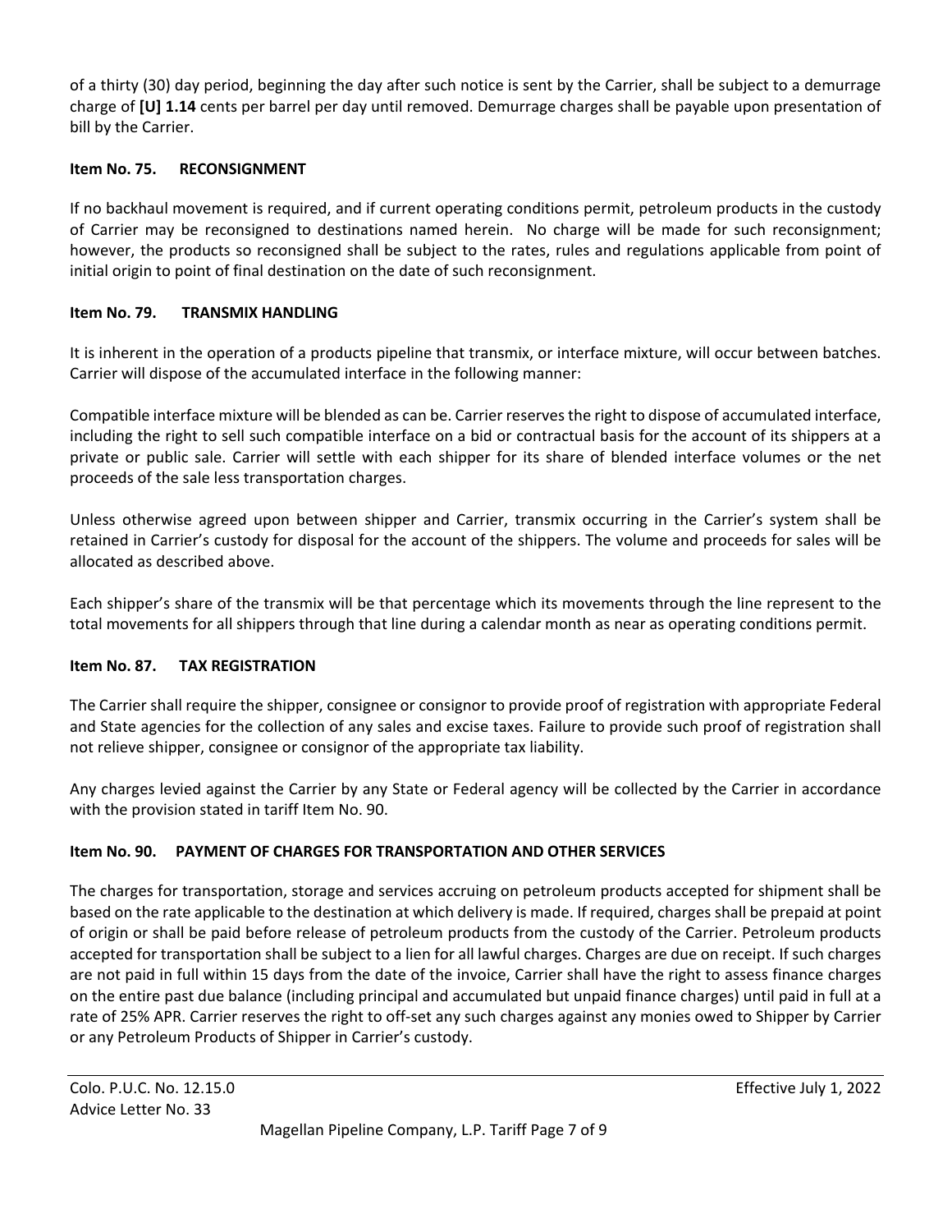of a thirty (30) day period, beginning the day after such notice is sent by the Carrier, shall be subject to a demurrage charge of **[U] 1.14** cents per barrel per day until removed. Demurrage charges shall be payable upon presentation of bill by the Carrier.

**Item No. 75. RECONSIGNMENT**

If no backhaul movement is required, and if current operating conditions permit, petroleum products in the custody of Carrier may be reconsigned to destinations named herein. No charge will be made for such reconsignment; however, the products so reconsigned shall be subject to the rates, rules and regulations applicable from point of initial origin to point of final destination on the date of such reconsignment.

**Item No. 79. TRANSMIX HANDLING**

It is inherent in the operation of a products pipeline that transmix, or interface mixture, will occur between batches. Carrier will dispose of the accumulated interface in the following manner:

Compatible interface mixture will be blended as can be. Carrier reserves the right to dispose of accumulated interface, including the right to sell such compatible interface on a bid or contractual basis for the account of its shippers at a private or public sale. Carrier will settle with each shipper for its share of blended interface volumes or the net proceeds of the sale less transportation charges.

Unless otherwise agreed upon between shipper and Carrier, transmix occurring in the Carrier's system shall be retained in Carrier's custody for disposal for the account of the shippers. The volume and proceeds for sales will be allocated as described above.

Each shipper's share of the transmix will be that percentage which its movements through the line represent to the total movements for all shippers through that line during a calendar month as near as operating conditions permit.

**Item No. 87. TAX REGISTRATION**

The Carrier shall require the shipper, consignee or consignor to provide proof of registration with appropriate Federal and State agencies for the collection of any sales and excise taxes. Failure to provide such proof of registration shall not relieve shipper, consignee or consignor of the appropriate tax liability.

Any charges levied against the Carrier by any State or Federal agency will be collected by the Carrier in accordance with the provision stated in tariff Item No. 90.

**Item No. 90. PAYMENT OF CHARGES FOR TRANSPORTATION AND OTHER SERVICES**

The charges for transportation, storage and services accruing on petroleum products accepted for shipment shall be based on the rate applicable to the destination at which delivery is made. If required, charges shall be prepaid at point of origin or shall be paid before release of petroleum products from the custody of the Carrier. Petroleum products accepted for transportation shall be subject to a lien for all lawful charges. Charges are due on receipt. If such charges are not paid in full within 15 days from the date of the invoice, Carrier shall have the right to assess finance charges on the entire past due balance (including principal and accumulated but unpaid finance charges) until paid in full at a rate of 25% APR. Carrier reserves the right to off-set any such charges against any monies owed to Shipper by Carrier or any Petroleum Products of Shipper in Carrier's custody.

Colo. P.U.C. No. 12.15.0
Advice Letter No. 33

Effective July 1, 2022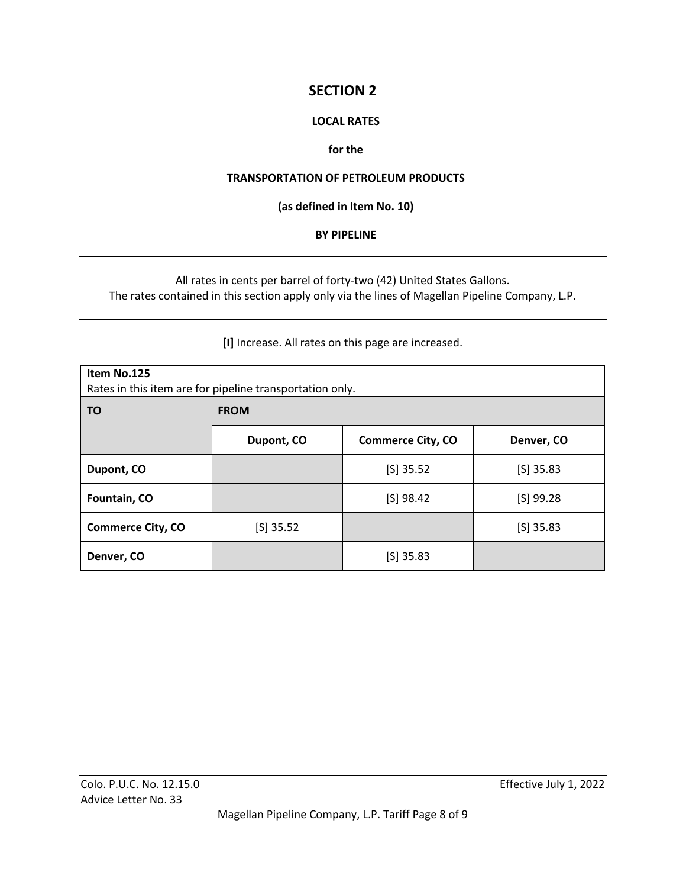# SECTION 2

**LOCAL RATES**

**for the**

**TRANSPORTATION OF PETROLEUM PRODUCTS**

**(as defined in Item No. 10)**

**BY PIPELINE**

---

All rates in cents per barrel of forty-two (42) United States Gallons.
The rates contained in this section apply only via the lines of Magellan Pipeline Company, L.P.

---

**[I]** Increase. All rates on this page are increased.

**Item No.125**
Rates in this item are for pipeline transportation only.

| TO | FROM | | |
|---|---|---|---|
| | **Dupont, CO** | **Commerce City, CO** | **Denver, CO** |
| **Dupont, CO** | | [S] 35.52 | [S] 35.83 |
| **Fountain, CO** | | [S] 98.42 | [S] 99.28 |
| **Commerce City, CO** | [S] 35.52 | | [S] 35.83 |
| **Denver, CO** | | [S] 35.83 | |

Colo. P.U.C. No. 12.15.0
Advice Letter No. 33

Effective July 1, 2022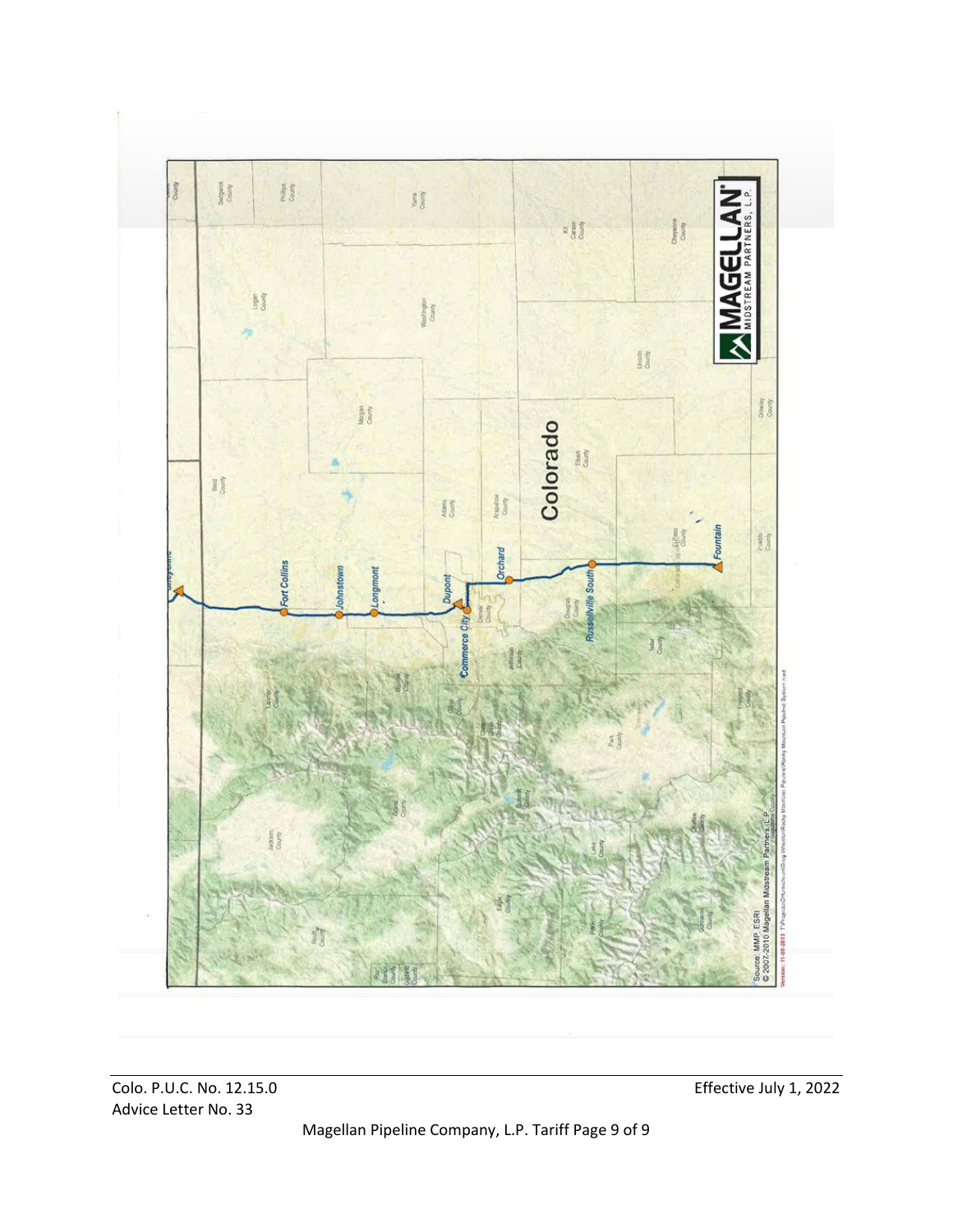Cheyenne

Fort Collins

Johnstown

Longmont

Dupont

Commerce City

Orchard

Russellville South

Fountain

Colorado

MAGELLAN MIDSTREAM PARTNERS, L.P.

Source: MMP, ESRI
© 2007-2010 Magellan Midstream Partners, L.P.